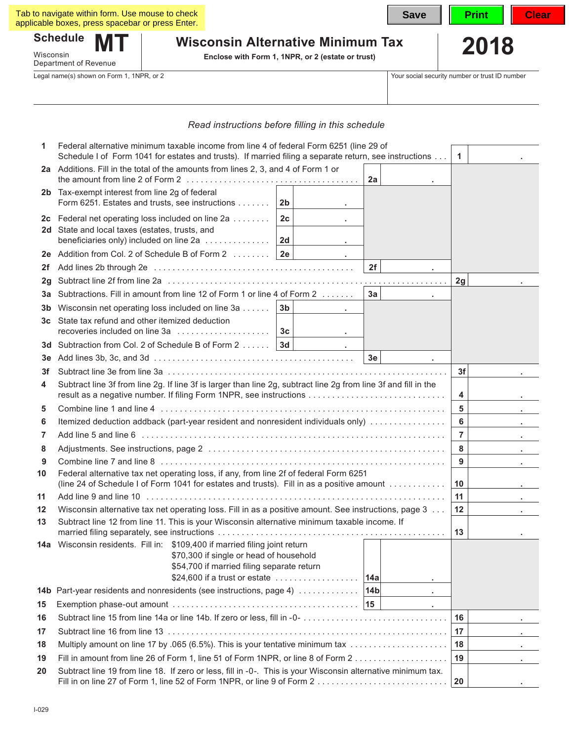Tab to navigate within form. Use mouse to check applicable boxes, press spacebar or press Enter.

Save | Print | Clear

# Schedule MT

Wisconsin Department of Revenue

## Wisconsin Alternative Minimum Tax

**Enclose with Form 1, 1NPR, or 2 (estate or trust)**

# 2018

| Legal name(s) shown on Form 1, 1NPR, or 2 | Your social security number or trust ID number |
|---|---|
| | |

*Read instructions before filling in this schedule*

| | | | | |
|---|---|---|---|---|
| **1** | Federal alternative minimum taxable income from line 4 of federal Form 6251 (line 29 of Schedule I of Form 1041 for estates and trusts). If married filing a separate return, see instructions | | | **1** |
| **2a** | Additions. Fill in the total of the amounts from lines 2, 3, and 4 of Form 1 or the amount from line 2 of Form 2 | | **2a** | |
| **2b** | Tax-exempt interest from line 2g of federal Form 6251. Estates and trusts, see instructions | **2b** | | |
| **2c** | Federal net operating loss included on line 2a | **2c** | | |
| **2d** | State and local taxes (estates, trusts, and beneficiaries only) included on line 2a | **2d** | | |
| **2e** | Addition from Col. 2 of Schedule B of Form 2 | **2e** | | |
| **2f** | Add lines 2b through 2e | | **2f** | |
| **2g** | Subtract line 2f from line 2a | | | **2g** |
| **3a** | Subtractions. Fill in amount from line 12 of Form 1 or line 4 of Form 2 | | **3a** | |
| **3b** | Wisconsin net operating loss included on line 3a | **3b** | | |
| **3c** | State tax refund and other itemized deduction recoveries included on line 3a | **3c** | | |
| **3d** | Subtraction from Col. 2 of Schedule B of Form 2 | **3d** | | |
| **3e** | Add lines 3b, 3c, and 3d | | **3e** | |
| **3f** | Subtract line 3e from line 3a | | | **3f** |
| **4** | Subtract line 3f from line 2g. If line 3f is larger than line 2g, subtract line 2g from line 3f and fill in the result as a negative number. If filing Form 1NPR, see instructions | | | **4** |
| **5** | Combine line 1 and line 4 | | | **5** |
| **6** | Itemized deduction addback (part-year resident and nonresident individuals only) | | | **6** |
| **7** | Add line 5 and line 6 | | | **7** |
| **8** | Adjustments. See instructions, page 2 | | | **8** |
| **9** | Combine line 7 and line 8 | | | **9** |
| **10** | Federal alternative tax net operating loss, if any, from line 2f of federal Form 6251 (line 24 of Schedule I of Form 1041 for estates and trusts). Fill in as a positive amount | | | **10** |
| **11** | Add line 9 and line 10 | | | **11** |
| **12** | Wisconsin alternative tax net operating loss. Fill in as a positive amount. See instructions, page 3 | | | **12** |
| **13** | Subtract line 12 from line 11. This is your Wisconsin alternative minimum taxable income. If married filing separately, see instructions | | | **13** |
| **14a** | Wisconsin residents. Fill in: $109,400 if married filing joint return; $70,300 if single or head of household; $54,700 if married filing separate return; $24,600 if a trust or estate | | **14a** | |
| **14b** | Part-year residents and nonresidents (see instructions, page 4) | | **14b** | |
| **15** | Exemption phase-out amount | | **15** | |
| **16** | Subtract line 15 from line 14a or line 14b. If zero or less, fill in -0- | | | **16** |
| **17** | Subtract line 16 from line 13 | | | **17** |
| **18** | Multiply amount on line 17 by .065 (6.5%). This is your tentative minimum tax | | | **18** |
| **19** | Fill in amount from line 26 of Form 1, line 51 of Form 1NPR, or line 8 of Form 2 | | | **19** |
| **20** | Subtract line 19 from line 18. If zero or less, fill in -0-. This is your Wisconsin alternative minimum tax. Fill in on line 27 of Form 1, line 52 of Form 1NPR, or line 9 of Form 2 | | | **20** |

I-029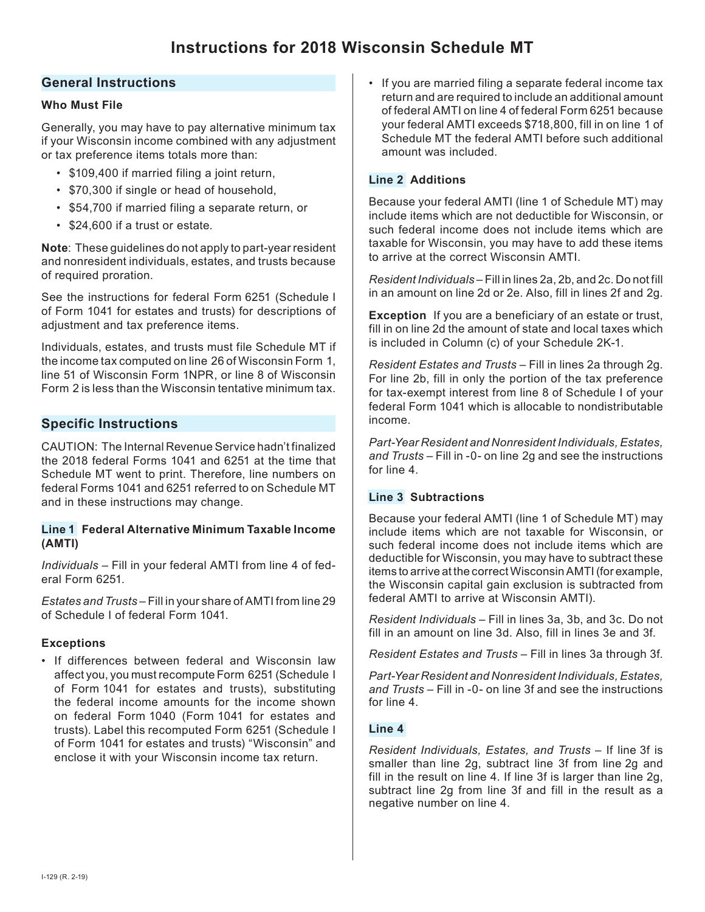# Instructions for 2018 Wisconsin Schedule MT

## General Instructions

### Who Must File

Generally, you may have to pay alternative minimum tax if your Wisconsin income combined with any adjustment or tax preference items totals more than:

- $109,400 if married filing a joint return,
- $70,300 if single or head of household,
- $54,700 if married filing a separate return, or
- $24,600 if a trust or estate.

**Note**: These guidelines do not apply to part-year resident and nonresident individuals, estates, and trusts because of required proration.

See the instructions for federal Form 6251 (Schedule I of Form 1041 for estates and trusts) for descriptions of adjustment and tax preference items.

Individuals, estates, and trusts must file Schedule MT if the income tax computed on line 26 of Wisconsin Form 1, line 51 of Wisconsin Form 1NPR, or line 8 of Wisconsin Form 2 is less than the Wisconsin tentative minimum tax.

## Specific Instructions

CAUTION: The Internal Revenue Service hadn't finalized the 2018 federal Forms 1041 and 6251 at the time that Schedule MT went to print. Therefore, line numbers on federal Forms 1041 and 6251 referred to on Schedule MT and in these instructions may change.

### Line 1 Federal Alternative Minimum Taxable Income (AMTI)

*Individuals* – Fill in your federal AMTI from line 4 of federal Form 6251.

*Estates and Trusts* – Fill in your share of AMTI from line 29 of Schedule I of federal Form 1041.

### Exceptions

- If differences between federal and Wisconsin law affect you, you must recompute Form 6251 (Schedule I of Form 1041 for estates and trusts), substituting the federal income amounts for the income shown on federal Form 1040 (Form 1041 for estates and trusts). Label this recomputed Form 6251 (Schedule I of Form 1041 for estates and trusts) "Wisconsin" and enclose it with your Wisconsin income tax return.
- If you are married filing a separate federal income tax return and are required to include an additional amount of federal AMTI on line 4 of federal Form 6251 because your federal AMTI exceeds $718,800, fill in on line 1 of Schedule MT the federal AMTI before such additional amount was included.

### Line 2 Additions

Because your federal AMTI (line 1 of Schedule MT) may include items which are not deductible for Wisconsin, or such federal income does not include items which are taxable for Wisconsin, you may have to add these items to arrive at the correct Wisconsin AMTI.

*Resident Individuals* – Fill in lines 2a, 2b, and 2c. Do not fill in an amount on line 2d or 2e. Also, fill in lines 2f and 2g.

**Exception** If you are a beneficiary of an estate or trust, fill in on line 2d the amount of state and local taxes which is included in Column (c) of your Schedule 2K-1.

*Resident Estates and Trusts* – Fill in lines 2a through 2g. For line 2b, fill in only the portion of the tax preference for tax-exempt interest from line 8 of Schedule I of your federal Form 1041 which is allocable to nondistributable income.

*Part-Year Resident and Nonresident Individuals, Estates, and Trusts* – Fill in -0- on line 2g and see the instructions for line 4.

### Line 3 Subtractions

Because your federal AMTI (line 1 of Schedule MT) may include items which are not taxable for Wisconsin, or such federal income does not include items which are deductible for Wisconsin, you may have to subtract these items to arrive at the correct Wisconsin AMTI (for example, the Wisconsin capital gain exclusion is subtracted from federal AMTI to arrive at Wisconsin AMTI).

*Resident Individuals* – Fill in lines 3a, 3b, and 3c. Do not fill in an amount on line 3d. Also, fill in lines 3e and 3f.

*Resident Estates and Trusts* – Fill in lines 3a through 3f.

*Part-Year Resident and Nonresident Individuals, Estates, and Trusts* – Fill in -0- on line 3f and see the instructions for line 4.

### Line 4

*Resident Individuals, Estates, and Trusts* – If line 3f is smaller than line 2g, subtract line 3f from line 2g and fill in the result on line 4. If line 3f is larger than line 2g, subtract line 2g from line 3f and fill in the result as a negative number on line 4.

I-129 (R. 2-19)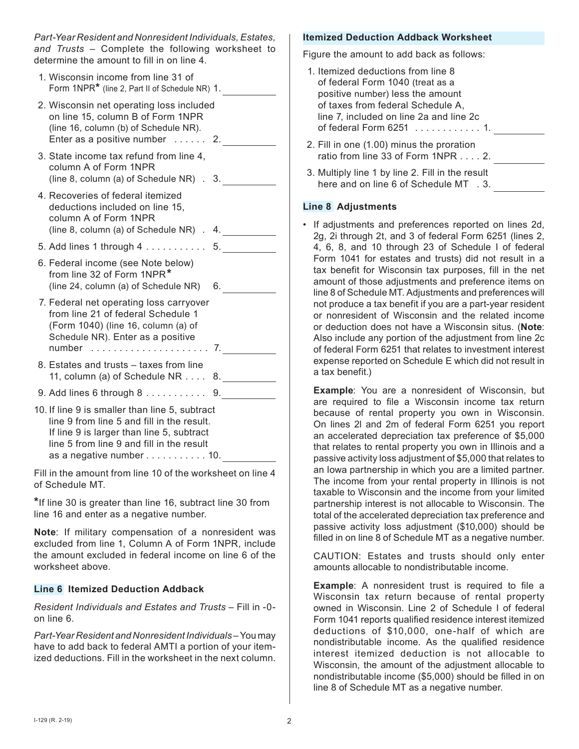*Part-Year Resident and Nonresident Individuals, Estates, and Trusts* – Complete the following worksheet to determine the amount to fill in on line 4.

1. Wisconsin income from line 31 of Form 1NPR* (line 2, Part II of Schedule NR) 1. __________
2. Wisconsin net operating loss included on line 15, column B of Form 1NPR (line 16, column (b) of Schedule NR). Enter as a positive number . . . . . . 2. __________
3. State income tax refund from line 4, column A of Form 1NPR (line 8, column (a) of Schedule NR) . 3. __________
4. Recoveries of federal itemized deductions included on line 15, column A of Form 1NPR (line 8, column (a) of Schedule NR) . 4. __________
5. Add lines 1 through 4 . . . . . . . . . . . 5. __________
6. Federal income (see Note below) from line 32 of Form 1NPR* (line 24, column (a) of Schedule NR) 6. __________
7. Federal net operating loss carryover from line 21 of federal Schedule 1 (Form 1040) (line 16, column (a) of Schedule NR). Enter as a positive number . . . . . . . . . . . . . . . . . . . . . 7. __________
8. Estates and trusts – taxes from line 11, column (a) of Schedule NR . . . . 8. __________
9. Add lines 6 through 8 . . . . . . . . . . . 9. __________
10. If line 9 is smaller than line 5, subtract line 9 from line 5 and fill in the result. If line 9 is larger than line 5, subtract line 5 from line 9 and fill in the result as a negative number . . . . . . . . . . . 10. __________

Fill in the amount from line 10 of the worksheet on line 4 of Schedule MT.

*If line 30 is greater than line 16, subtract line 30 from line 16 and enter as a negative number.

**Note**: If military compensation of a nonresident was excluded from line 1, Column A of Form 1NPR, include the amount excluded in federal income on line 6 of the worksheet above.

### Line 6 Itemized Deduction Addback

*Resident Individuals and Estates and Trusts* – Fill in -0- on line 6.

*Part-Year Resident and Nonresident Individuals* – You may have to add back to federal AMTI a portion of your itemized deductions. Fill in the worksheet in the next column.

### Itemized Deduction Addback Worksheet

Figure the amount to add back as follows:

1. Itemized deductions from line 8 of federal Form 1040 (treat as a positive number) less the amount of taxes from federal Schedule A, line 7, included on line 2a and line 2c of federal Form 6251 . . . . . . . . . . . . 1. __________
2. Fill in one (1.00) minus the proration ratio from line 33 of Form 1NPR . . . . 2. __________
3. Multiply line 1 by line 2. Fill in the result here and on line 6 of Schedule MT . 3. __________

### Line 8 Adjustments

- If adjustments and preferences reported on lines 2d, 2g, 2i through 2t, and 3 of federal Form 6251 (lines 2, 4, 6, 8, and 10 through 23 of Schedule I of federal Form 1041 for estates and trusts) did not result in a tax benefit for Wisconsin tax purposes, fill in the net amount of those adjustments and preference items on line 8 of Schedule MT. Adjustments and preferences will not produce a tax benefit if you are a part-year resident or nonresident of Wisconsin and the related income or deduction does not have a Wisconsin situs. (**Note**: Also include any portion of the adjustment from line 2c of federal Form 6251 that relates to investment interest expense reported on Schedule E which did not result in a tax benefit.)

  **Example**: You are a nonresident of Wisconsin, but are required to file a Wisconsin income tax return because of rental property you own in Wisconsin. On lines 2l and 2m of federal Form 6251 you report an accelerated depreciation tax preference of $5,000 that relates to rental property you own in Illinois and a passive activity loss adjustment of $5,000 that relates to an Iowa partnership in which you are a limited partner. The income from your rental property in Illinois is not taxable to Wisconsin and the income from your limited partnership interest is not allocable to Wisconsin. The total of the accelerated depreciation tax preference and passive activity loss adjustment ($10,000) should be filled in on line 8 of Schedule MT as a negative number.

  CAUTION: Estates and trusts should only enter amounts allocable to nondistributable income.

  **Example**: A nonresident trust is required to file a Wisconsin tax return because of rental property owned in Wisconsin. Line 2 of Schedule I of federal Form 1041 reports qualified residence interest itemized deductions of $10,000, one-half of which are nondistributable income. As the qualified residence interest itemized deduction is not allocable to Wisconsin, the amount of the adjustment allocable to nondistributable income ($5,000) should be filled in on line 8 of Schedule MT as a negative number.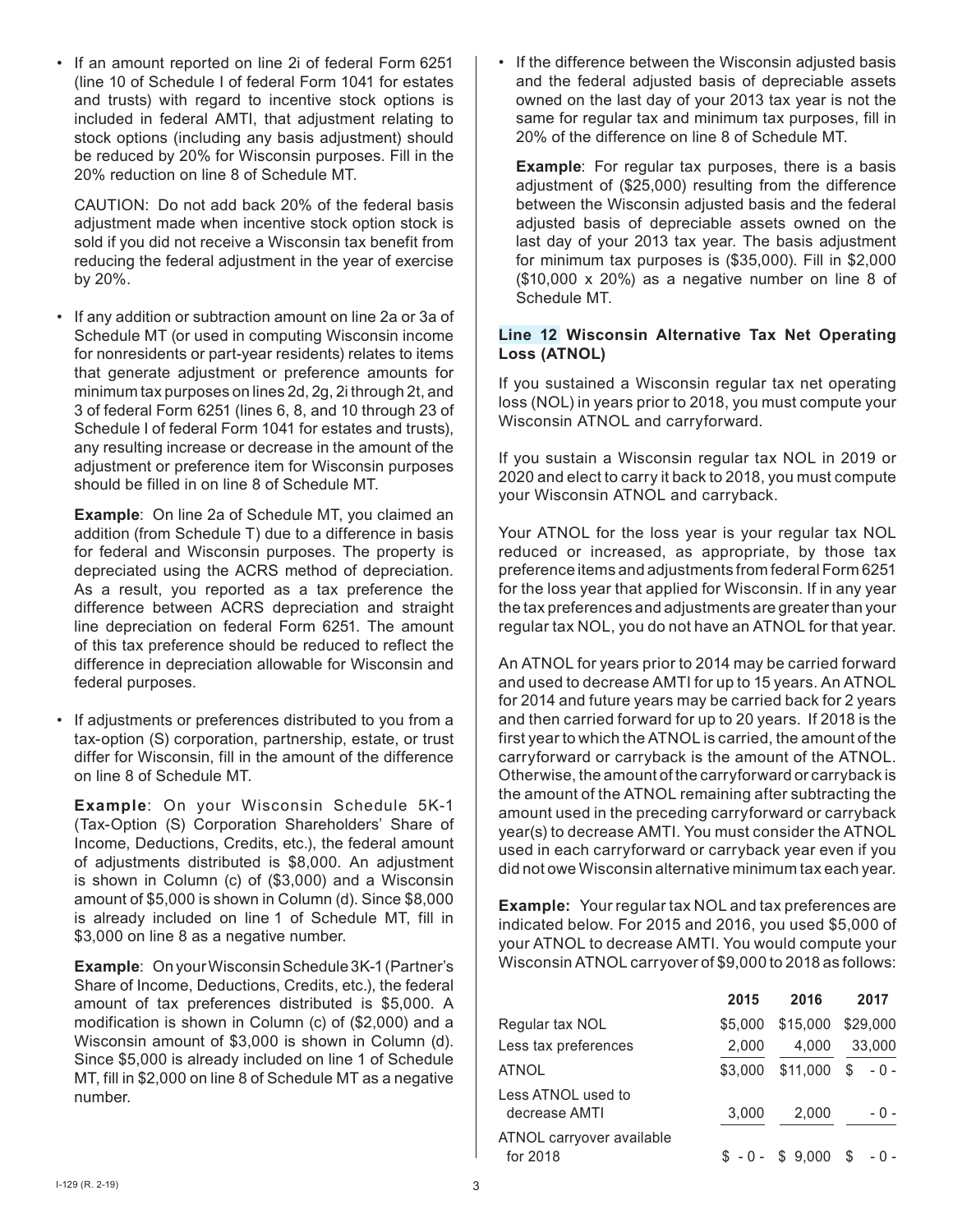- If an amount reported on line 2i of federal Form 6251 (line 10 of Schedule I of federal Form 1041 for estates and trusts) with regard to incentive stock options is included in federal AMTI, that adjustment relating to stock options (including any basis adjustment) should be reduced by 20% for Wisconsin purposes. Fill in the 20% reduction on line 8 of Schedule MT.

  CAUTION: Do not add back 20% of the federal basis adjustment made when incentive stock option stock is sold if you did not receive a Wisconsin tax benefit from reducing the federal adjustment in the year of exercise by 20%.

- If any addition or subtraction amount on line 2a or 3a of Schedule MT (or used in computing Wisconsin income for nonresidents or part-year residents) relates to items that generate adjustments or preference amounts for minimum tax purposes on lines 2d, 2g, 2i through 2t, and 3 of federal Form 6251 (lines 6, 8, and 10 through 23 of Schedule I of federal Form 1041 for estates and trusts), any resulting increase or decrease in the amount of the adjustment or preference item for Wisconsin purposes should be filled in on line 8 of Schedule MT.

  **Example**: On line 2a of Schedule MT, you claimed an addition (from Schedule T) due to a difference in basis for federal and Wisconsin purposes. The property is depreciated using the ACRS method of depreciation. As a result, you reported as a tax preference the difference between ACRS depreciation and straight line depreciation on federal Form 6251. The amount of this tax preference should be reduced to reflect the difference in depreciation allowable for Wisconsin and federal purposes.

- If adjustments or preferences distributed to you from a tax-option (S) corporation, partnership, estate, or trust differ for Wisconsin, fill in the amount of the difference on line 8 of Schedule MT.

  **Example**: On your Wisconsin Schedule 5K-1 (Tax-Option (S) Corporation Shareholders' Share of Income, Deductions, Credits, etc.), the federal amount of adjustments distributed is $8,000. An adjustment is shown in Column (c) of ($3,000) and a Wisconsin amount of $5,000 is shown in Column (d). Since $8,000 is already included on line 1 of Schedule MT, fill in $3,000 on line 8 as a negative number.

  **Example**: On your Wisconsin Schedule 3K-1 (Partner's Share of Income, Deductions, Credits, etc.), the federal amount of tax preferences distributed is $5,000. A modification is shown in Column (c) of ($2,000) and a Wisconsin amount of $3,000 is shown in Column (d). Since $5,000 is already included on line 1 of Schedule MT, fill in $2,000 on line 8 of Schedule MT as a negative number.

- If the difference between the Wisconsin adjusted basis and the federal adjusted basis of depreciable assets owned on the last day of your 2013 tax year is not the same for regular tax and minimum tax purposes, fill in 20% of the difference on line 8 of Schedule MT.

  **Example**: For regular tax purposes, there is a basis adjustment of ($25,000) resulting from the difference between the Wisconsin adjusted basis and the federal adjusted basis of depreciable assets owned on the last day of your 2013 tax year. The basis adjustment for minimum tax purposes is ($35,000). Fill in $2,000 ($10,000 x 20%) as a negative number on line 8 of Schedule MT.

### Line 12 Wisconsin Alternative Tax Net Operating Loss (ATNOL)

If you sustained a Wisconsin regular tax net operating loss (NOL) in years prior to 2018, you must compute your Wisconsin ATNOL and carryforward.

If you sustain a Wisconsin regular tax NOL in 2019 or 2020 and elect to carry it back to 2018, you must compute your Wisconsin ATNOL and carryback.

Your ATNOL for the loss year is your regular tax NOL reduced or increased, as appropriate, by those tax preference items and adjustments from federal Form 6251 for the loss year that applied for Wisconsin. If in any year the tax preferences and adjustments are greater than your regular tax NOL, you do not have an ATNOL for that year.

An ATNOL for years prior to 2014 may be carried forward and used to decrease AMTI for up to 15 years. An ATNOL for 2014 and future years may be carried back for 2 years and then carried forward for up to 20 years. If 2018 is the first year to which the ATNOL is carried, the amount of the carryforward or carryback is the amount of the ATNOL. Otherwise, the amount of the carryforward or carryback is the amount of the ATNOL remaining after subtracting the amount used in the preceding carryforward or carryback year(s) to decrease AMTI. You must consider the ATNOL used in each carryforward or carryback year even if you did not owe Wisconsin alternative minimum tax each year.

**Example:** Your regular tax NOL and tax preferences are indicated below. For 2015 and 2016, you used $5,000 of your ATNOL to decrease AMTI. You would compute your Wisconsin ATNOL carryover of $9,000 to 2018 as follows:

| | 2015 | 2016 | 2017 |
|---|---|---|---|
| Regular tax NOL | $5,000 | $15,000 | $29,000 |
| Less tax preferences | 2,000 | 4,000 | 33,000 |
| ATNOL | $3,000 | $11,000 | $ - 0 - |
| Less ATNOL used to decrease AMTI | 3,000 | 2,000 | - 0 - |
| ATNOL carryover available for 2018 | $ - 0 - | $ 9,000 | $ - 0 - |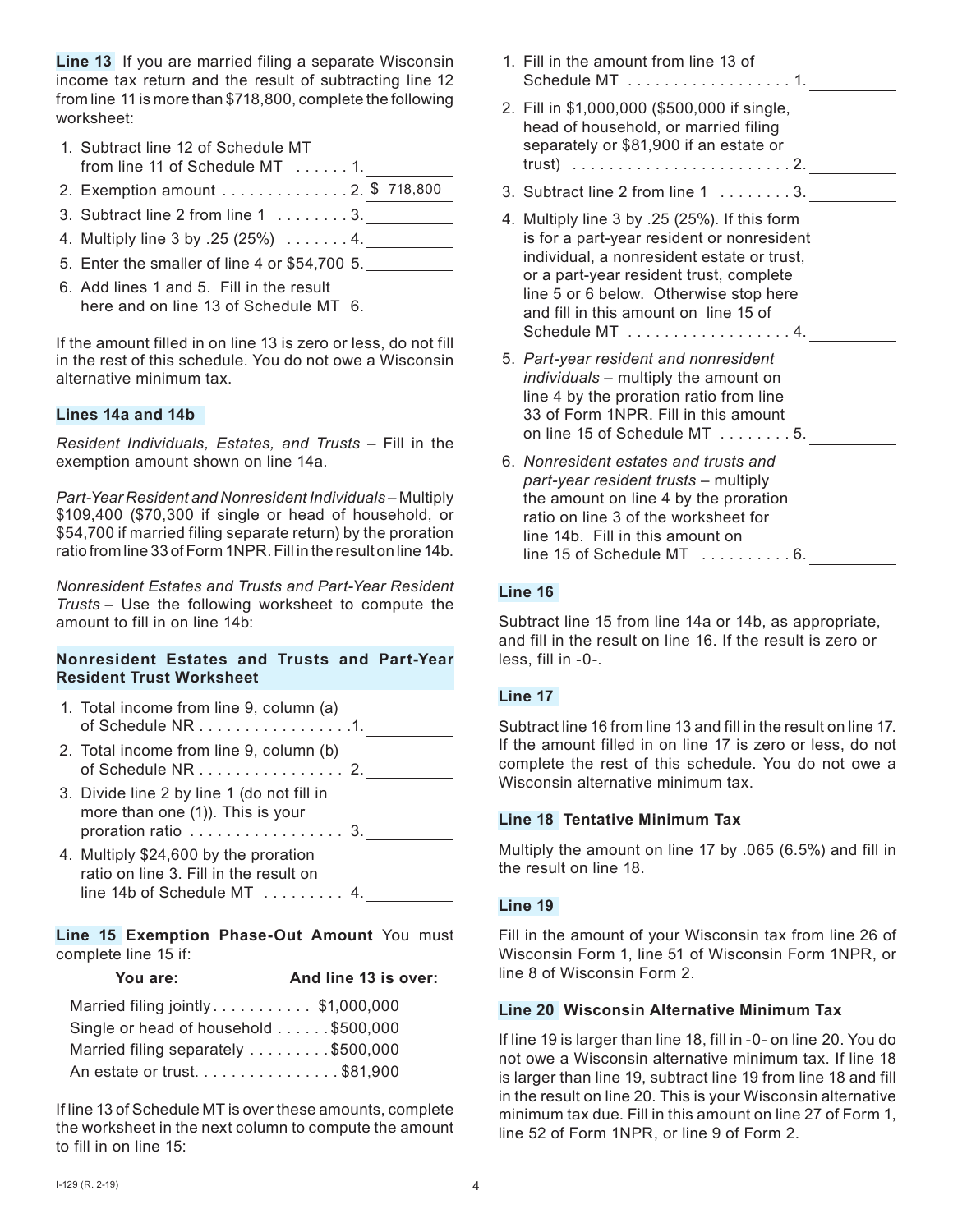**Line 13** If you are married filing a separate Wisconsin income tax return and the result of subtracting line 12 from line 11 is more than $718,800, complete the following worksheet:

1. Subtract line 12 of Schedule MT from line 11 of Schedule MT . . . . . . 1. __________
2. Exemption amount . . . . . . . . . . . . . . 2. $ 718,800
3. Subtract line 2 from line 1 . . . . . . . . 3. __________
4. Multiply line 3 by .25 (25%) . . . . . . . 4. __________
5. Enter the smaller of line 4 or $54,700 5. __________
6. Add lines 1 and 5. Fill in the result here and on line 13 of Schedule MT 6. __________

If the amount filled in on line 13 is zero or less, do not fill in the rest of this schedule. You do not owe a Wisconsin alternative minimum tax.

**Lines 14a and 14b**

*Resident Individuals, Estates, and Trusts* – Fill in the exemption amount shown on line 14a.

*Part-Year Resident and Nonresident Individuals* – Multiply $109,400 ($70,300 if single or head of household, or $54,700 if married filing separate return) by the proration ratio from line 33 of Form 1NPR. Fill in the result on line 14b.

*Nonresident Estates and Trusts and Part-Year Resident Trusts* – Use the following worksheet to compute the amount to fill in on line 14b:

**Nonresident Estates and Trusts and Part-Year Resident Trust Worksheet**

1. Total income from line 9, column (a) of Schedule NR . . . . . . . . . . . . . . . . .1. __________
2. Total income from line 9, column (b) of Schedule NR . . . . . . . . . . . . . . . . 2. __________
3. Divide line 2 by line 1 (do not fill in more than one (1)). This is your proration ratio . . . . . . . . . . . . . . . . . 3. __________
4. Multiply $24,600 by the proration ratio on line 3. Fill in the result on line 14b of Schedule MT . . . . . . . . . 4. __________

**Line 15 Exemption Phase-Out Amount** You must complete line 15 if:

| You are: | And line 13 is over: |
|---|---|
| Married filing jointly | $1,000,000 |
| Single or head of household | $500,000 |
| Married filing separately | $500,000 |
| An estate or trust | $81,900 |

If line 13 of Schedule MT is over these amounts, complete the worksheet in the next column to compute the amount to fill in on line 15:

1. Fill in the amount from line 13 of Schedule MT . . . . . . . . . . . . . . . . . . 1. __________
2. Fill in $1,000,000 ($500,000 if single, head of household, or married filing separately or $81,900 if an estate or trust) . . . . . . . . . . . . . . . . . . . . . . . . 2. __________
3. Subtract line 2 from line 1 . . . . . . . . 3. __________
4. Multiply line 3 by .25 (25%). If this form is for a part-year resident or nonresident individual, a nonresident estate or trust, or a part-year resident trust, complete line 5 or 6 below. Otherwise stop here and fill in this amount on line 15 of Schedule MT . . . . . . . . . . . . . . . . . . 4. __________
5. *Part-year resident and nonresident individuals* – multiply the amount on line 4 by the proration ratio from line 33 of Form 1NPR. Fill in this amount on line 15 of Schedule MT . . . . . . . . 5. __________
6. *Nonresident estates and trusts and part-year resident trusts* – multiply the amount on line 4 by the proration ratio on line 3 of the worksheet for line 14b. Fill in this amount on line 15 of Schedule MT . . . . . . . . . . 6. __________

**Line 16**

Subtract line 15 from line 14a or 14b, as appropriate, and fill in the result on line 16. If the result is zero or less, fill in -0-.

**Line 17**

Subtract line 16 from line 13 and fill in the result on line 17. If the amount filled in on line 17 is zero or less, do not complete the rest of this schedule. You do not owe a Wisconsin alternative minimum tax.

**Line 18 Tentative Minimum Tax**

Multiply the amount on line 17 by .065 (6.5%) and fill in the result on line 18.

**Line 19**

Fill in the amount of your Wisconsin tax from line 26 of Wisconsin Form 1, line 51 of Wisconsin Form 1NPR, or line 8 of Wisconsin Form 2.

**Line 20 Wisconsin Alternative Minimum Tax**

If line 19 is larger than line 18, fill in -0- on line 20. You do not owe a Wisconsin alternative minimum tax. If line 18 is larger than line 19, subtract line 19 from line 18 and fill in the result on line 20. This is your Wisconsin alternative minimum tax due. Fill in this amount on line 27 of Form 1, line 52 of Form 1NPR, or line 9 of Form 2.